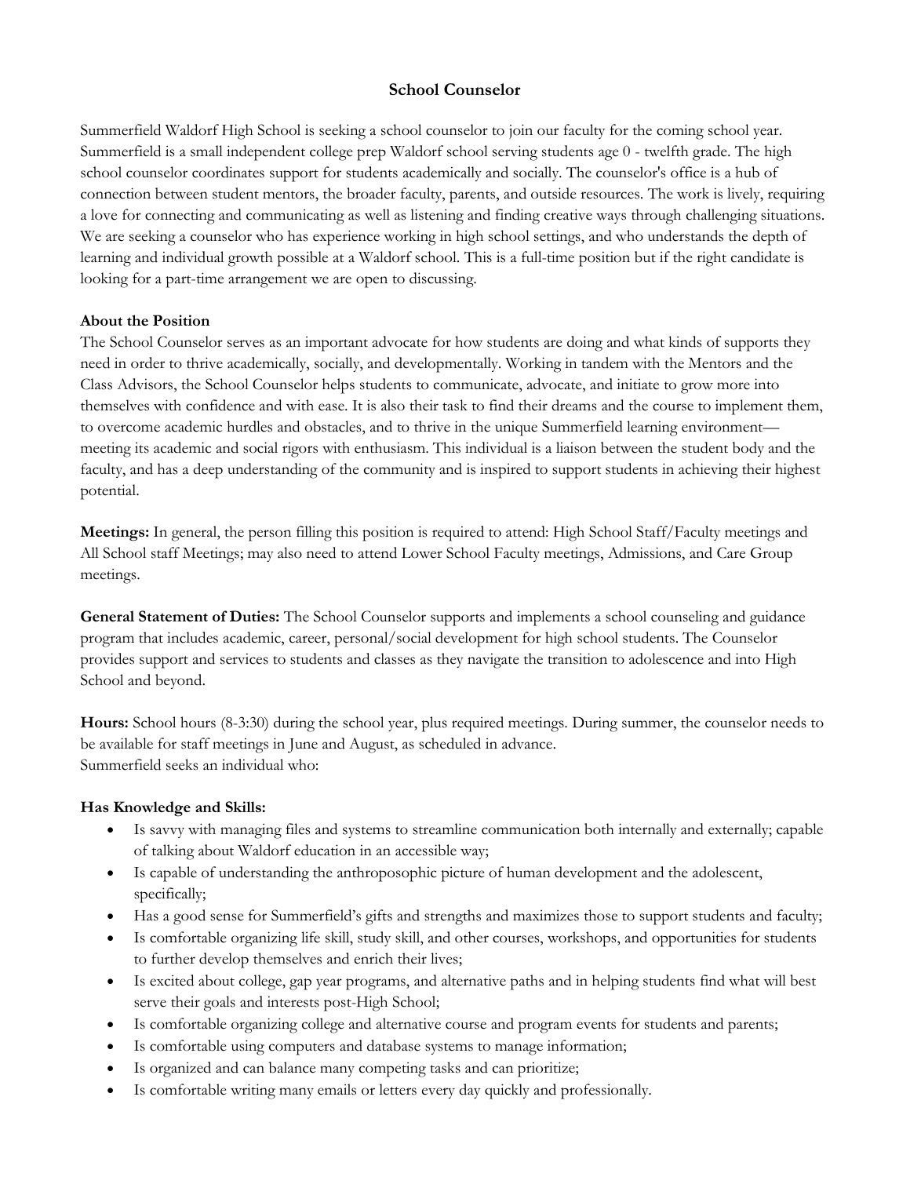# School Counselor

Summerfield Waldorf High School is seeking a school counselor to join our faculty for the coming school year. Summerfield is a small independent college prep Waldorf school serving students age 0 - twelfth grade. The high school counselor coordinates support for students academically and socially. The counselor's office is a hub of connection between student mentors, the broader faculty, parents, and outside resources. The work is lively, requiring a love for connecting and communicating as well as listening and finding creative ways through challenging situations. We are seeking a counselor who has experience working in high school settings, and who understands the depth of learning and individual growth possible at a Waldorf school. This is a full-time position but if the right candidate is looking for a part-time arrangement we are open to discussing.

**About the Position**

The School Counselor serves as an important advocate for how students are doing and what kinds of supports they need in order to thrive academically, socially, and developmentally. Working in tandem with the Mentors and the Class Advisors, the School Counselor helps students to communicate, advocate, and initiate to grow more into themselves with confidence and with ease. It is also their task to find their dreams and the course to implement them, to overcome academic hurdles and obstacles, and to thrive in the unique Summerfield learning environment—meeting its academic and social rigors with enthusiasm. This individual is a liaison between the student body and the faculty, and has a deep understanding of the community and is inspired to support students in achieving their highest potential.

**Meetings:** In general, the person filling this position is required to attend: High School Staff/Faculty meetings and All School staff Meetings; may also need to attend Lower School Faculty meetings, Admissions, and Care Group meetings.

**General Statement of Duties:** The School Counselor supports and implements a school counseling and guidance program that includes academic, career, personal/social development for high school students. The Counselor provides support and services to students and classes as they navigate the transition to adolescence and into High School and beyond.

**Hours:** School hours (8-3:30) during the school year, plus required meetings. During summer, the counselor needs to be available for staff meetings in June and August, as scheduled in advance.
Summerfield seeks an individual who:

**Has Knowledge and Skills:**

- Is savvy with managing files and systems to streamline communication both internally and externally; capable of talking about Waldorf education in an accessible way;
- Is capable of understanding the anthroposophic picture of human development and the adolescent, specifically;
- Has a good sense for Summerfield's gifts and strengths and maximizes those to support students and faculty;
- Is comfortable organizing life skill, study skill, and other courses, workshops, and opportunities for students to further develop themselves and enrich their lives;
- Is excited about college, gap year programs, and alternative paths and in helping students find what will best serve their goals and interests post-High School;
- Is comfortable organizing college and alternative course and program events for students and parents;
- Is comfortable using computers and database systems to manage information;
- Is organized and can balance many competing tasks and can prioritize;
- Is comfortable writing many emails or letters every day quickly and professionally.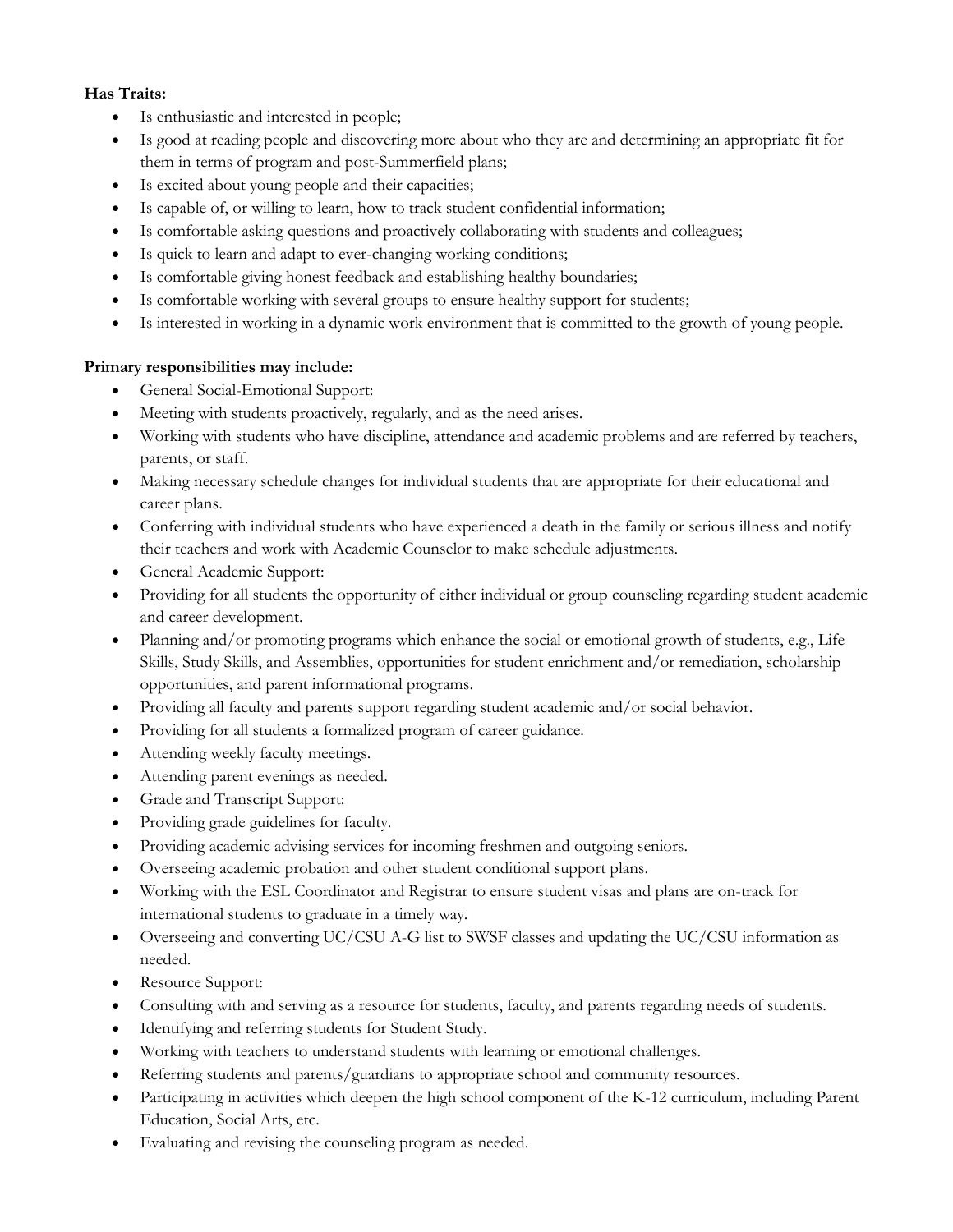**Has Traits:**

- Is enthusiastic and interested in people;
- Is good at reading people and discovering more about who they are and determining an appropriate fit for them in terms of program and post-Summerfield plans;
- Is excited about young people and their capacities;
- Is capable of, or willing to learn, how to track student confidential information;
- Is comfortable asking questions and proactively collaborating with students and colleagues;
- Is quick to learn and adapt to ever-changing working conditions;
- Is comfortable giving honest feedback and establishing healthy boundaries;
- Is comfortable working with several groups to ensure healthy support for students;
- Is interested in working in a dynamic work environment that is committed to the growth of young people.

**Primary responsibilities may include:**

- General Social-Emotional Support:
- Meeting with students proactively, regularly, and as the need arises.
- Working with students who have discipline, attendance and academic problems and are referred by teachers, parents, or staff.
- Making necessary schedule changes for individual students that are appropriate for their educational and career plans.
- Conferring with individual students who have experienced a death in the family or serious illness and notify their teachers and work with Academic Counselor to make schedule adjustments.
- General Academic Support:
- Providing for all students the opportunity of either individual or group counseling regarding student academic and career development.
- Planning and/or promoting programs which enhance the social or emotional growth of students, e.g., Life Skills, Study Skills, and Assemblies, opportunities for student enrichment and/or remediation, scholarship opportunities, and parent informational programs.
- Providing all faculty and parents support regarding student academic and/or social behavior.
- Providing for all students a formalized program of career guidance.
- Attending weekly faculty meetings.
- Attending parent evenings as needed.
- Grade and Transcript Support:
- Providing grade guidelines for faculty.
- Providing academic advising services for incoming freshmen and outgoing seniors.
- Overseeing academic probation and other student conditional support plans.
- Working with the ESL Coordinator and Registrar to ensure student visas and plans are on-track for international students to graduate in a timely way.
- Overseeing and converting UC/CSU A-G list to SWSF classes and updating the UC/CSU information as needed.
- Resource Support:
- Consulting with and serving as a resource for students, faculty, and parents regarding needs of students.
- Identifying and referring students for Student Study.
- Working with teachers to understand students with learning or emotional challenges.
- Referring students and parents/guardians to appropriate school and community resources.
- Participating in activities which deepen the high school component of the K-12 curriculum, including Parent Education, Social Arts, etc.
- Evaluating and revising the counseling program as needed.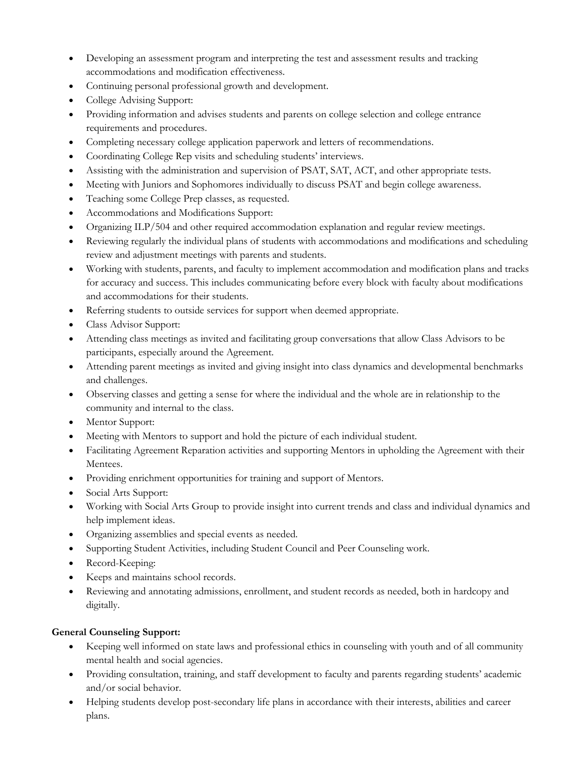- Developing an assessment program and interpreting the test and assessment results and tracking accommodations and modification effectiveness.
- Continuing personal professional growth and development.
- College Advising Support:
- Providing information and advises students and parents on college selection and college entrance requirements and procedures.
- Completing necessary college application paperwork and letters of recommendations.
- Coordinating College Rep visits and scheduling students' interviews.
- Assisting with the administration and supervision of PSAT, SAT, ACT, and other appropriate tests.
- Meeting with Juniors and Sophomores individually to discuss PSAT and begin college awareness.
- Teaching some College Prep classes, as requested.
- Accommodations and Modifications Support:
- Organizing ILP/504 and other required accommodation explanation and regular review meetings.
- Reviewing regularly the individual plans of students with accommodations and modifications and scheduling review and adjustment meetings with parents and students.
- Working with students, parents, and faculty to implement accommodation and modification plans and tracks for accuracy and success. This includes communicating before every block with faculty about modifications and accommodations for their students.
- Referring students to outside services for support when deemed appropriate.
- Class Advisor Support:
- Attending class meetings as invited and facilitating group conversations that allow Class Advisors to be participants, especially around the Agreement.
- Attending parent meetings as invited and giving insight into class dynamics and developmental benchmarks and challenges.
- Observing classes and getting a sense for where the individual and the whole are in relationship to the community and internal to the class.
- Mentor Support:
- Meeting with Mentors to support and hold the picture of each individual student.
- Facilitating Agreement Reparation activities and supporting Mentors in upholding the Agreement with their Mentees.
- Providing enrichment opportunities for training and support of Mentors.
- Social Arts Support:
- Working with Social Arts Group to provide insight into current trends and class and individual dynamics and help implement ideas.
- Organizing assemblies and special events as needed.
- Supporting Student Activities, including Student Council and Peer Counseling work.
- Record-Keeping:
- Keeps and maintains school records.
- Reviewing and annotating admissions, enrollment, and student records as needed, both in hardcopy and digitally.

**General Counseling Support:**

- Keeping well informed on state laws and professional ethics in counseling with youth and of all community mental health and social agencies.
- Providing consultation, training, and staff development to faculty and parents regarding students' academic and/or social behavior.
- Helping students develop post-secondary life plans in accordance with their interests, abilities and career plans.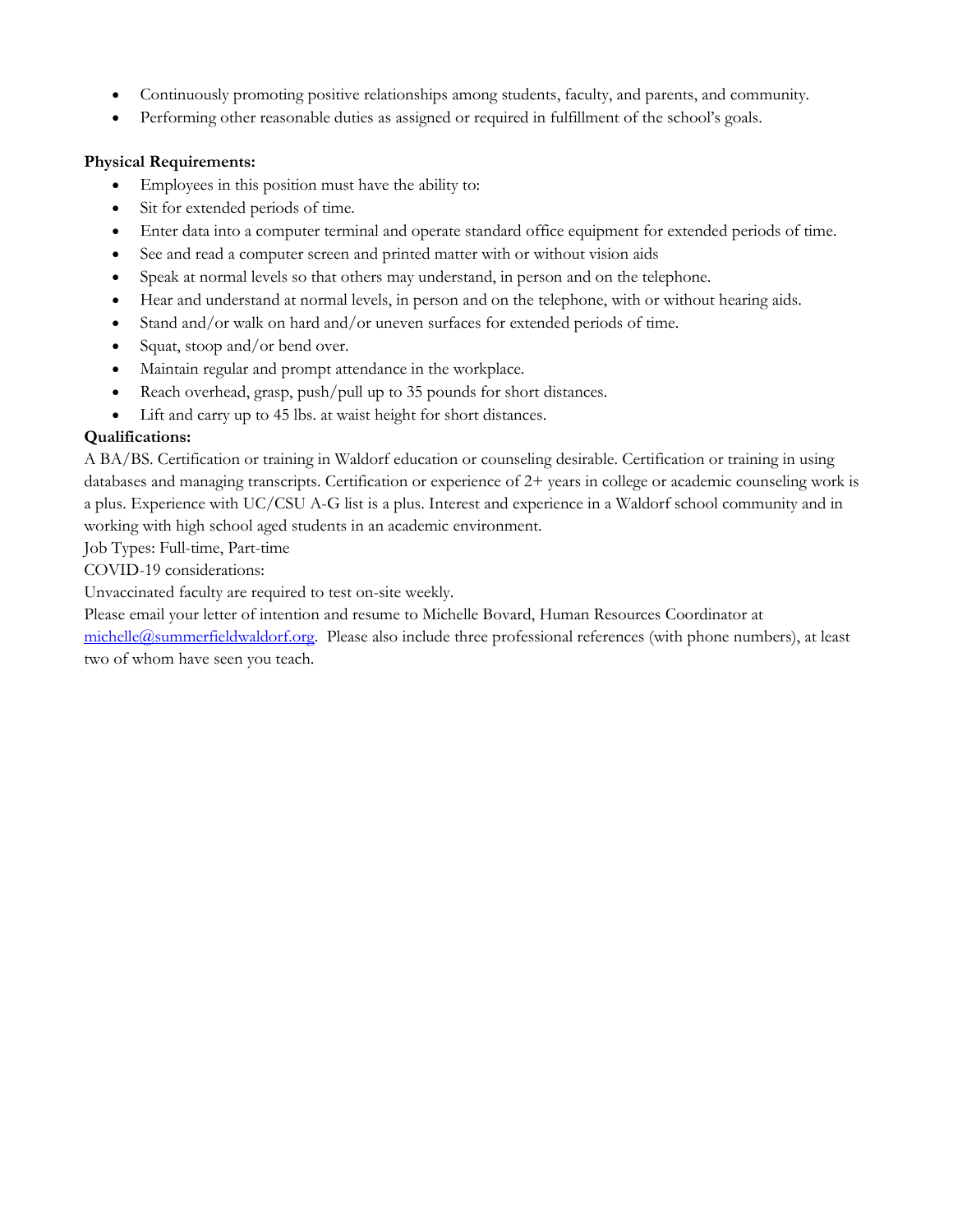- Continuously promoting positive relationships among students, faculty, and parents, and community.
- Performing other reasonable duties as assigned or required in fulfillment of the school's goals.

**Physical Requirements:**

- Employees in this position must have the ability to:
- Sit for extended periods of time.
- Enter data into a computer terminal and operate standard office equipment for extended periods of time.
- See and read a computer screen and printed matter with or without vision aids
- Speak at normal levels so that others may understand, in person and on the telephone.
- Hear and understand at normal levels, in person and on the telephone, with or without hearing aids.
- Stand and/or walk on hard and/or uneven surfaces for extended periods of time.
- Squat, stoop and/or bend over.
- Maintain regular and prompt attendance in the workplace.
- Reach overhead, grasp, push/pull up to 35 pounds for short distances.
- Lift and carry up to 45 lbs. at waist height for short distances.

**Qualifications:**

A BA/BS. Certification or training in Waldorf education or counseling desirable. Certification or training in using databases and managing transcripts. Certification or experience of 2+ years in college or academic counseling work is a plus. Experience with UC/CSU A-G list is a plus. Interest and experience in a Waldorf school community and in working with high school aged students in an academic environment.

Job Types: Full-time, Part-time

COVID-19 considerations:

Unvaccinated faculty are required to test on-site weekly.

Please email your letter of intention and resume to Michelle Bovard, Human Resources Coordinator at michelle@summerfieldwaldorf.org. Please also include three professional references (with phone numbers), at least two of whom have seen you teach.